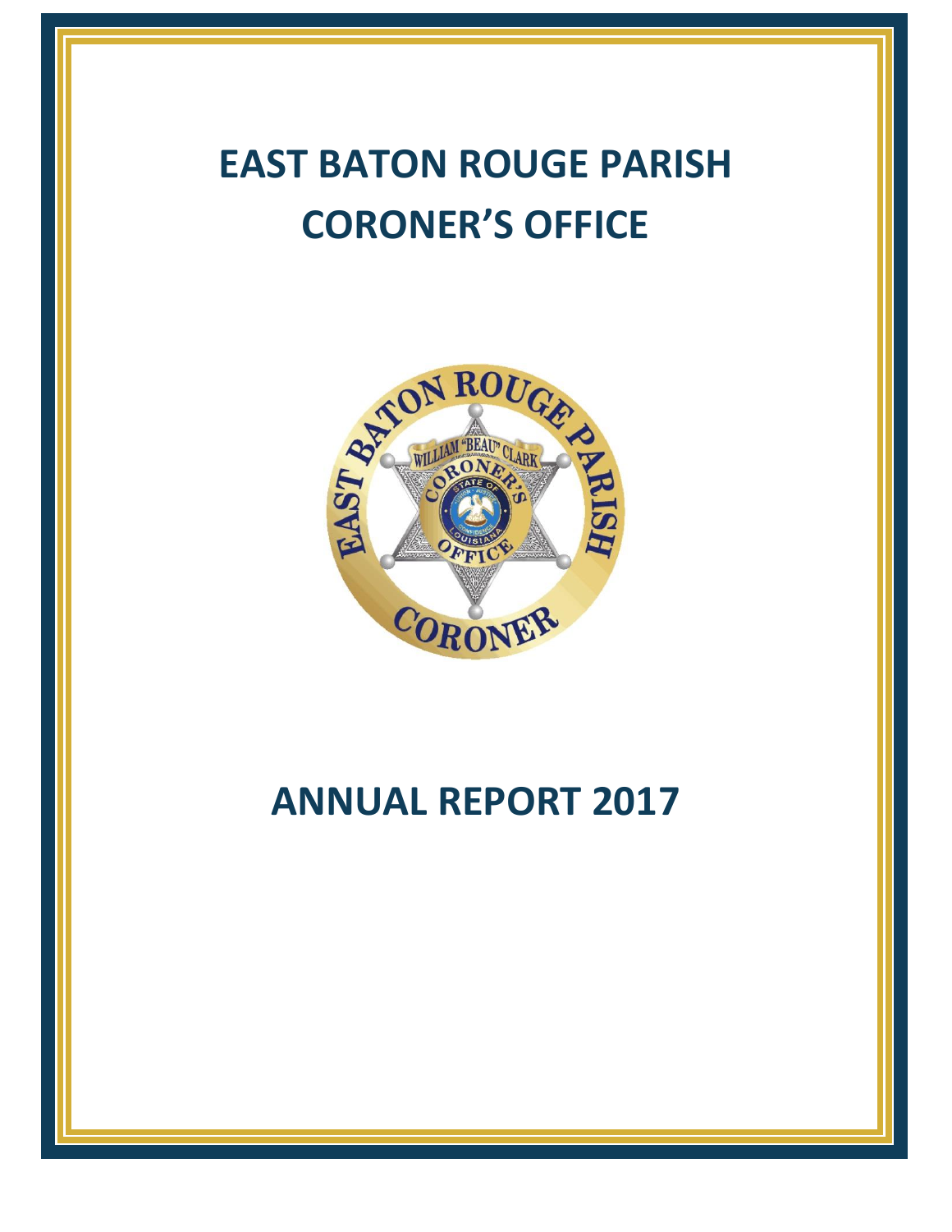# EAST BATON ROUGE PARISH CORONER'S OFFICE

# ANNUAL REPORT 2017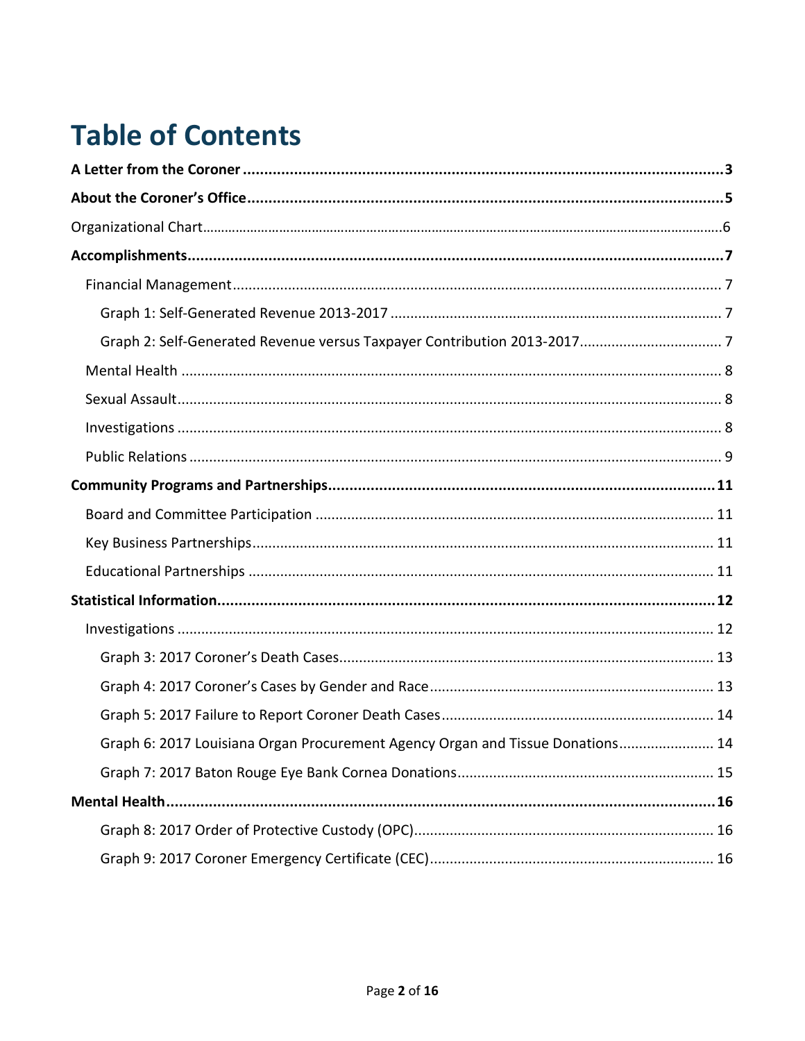# Table of Contents

**A Letter from the Coroner .......... 3**

**About the Coroner's Office .......... 5**

Organizational Chart .......... 6

**Accomplishments .......... 7**

- Financial Management .......... 7
  - Graph 1: Self-Generated Revenue 2013-2017 .......... 7
  - Graph 2: Self-Generated Revenue versus Taxpayer Contribution 2013-2017 .......... 7
- Mental Health .......... 8
- Sexual Assault .......... 8
- Investigations .......... 8
- Public Relations .......... 9

**Community Programs and Partnerships .......... 11**

- Board and Committee Participation .......... 11
- Key Business Partnerships .......... 11
- Educational Partnerships .......... 11

**Statistical Information .......... 12**

- Investigations .......... 12
  - Graph 3: 2017 Coroner's Death Cases .......... 13
  - Graph 4: 2017 Coroner's Cases by Gender and Race .......... 13
  - Graph 5: 2017 Failure to Report Coroner Death Cases .......... 14
  - Graph 6: 2017 Louisiana Organ Procurement Agency Organ and Tissue Donations .......... 14
  - Graph 7: 2017 Baton Rouge Eye Bank Cornea Donations .......... 15

**Mental Health .......... 16**

- Graph 8: 2017 Order of Protective Custody (OPC) .......... 16
- Graph 9: 2017 Coroner Emergency Certificate (CEC) .......... 16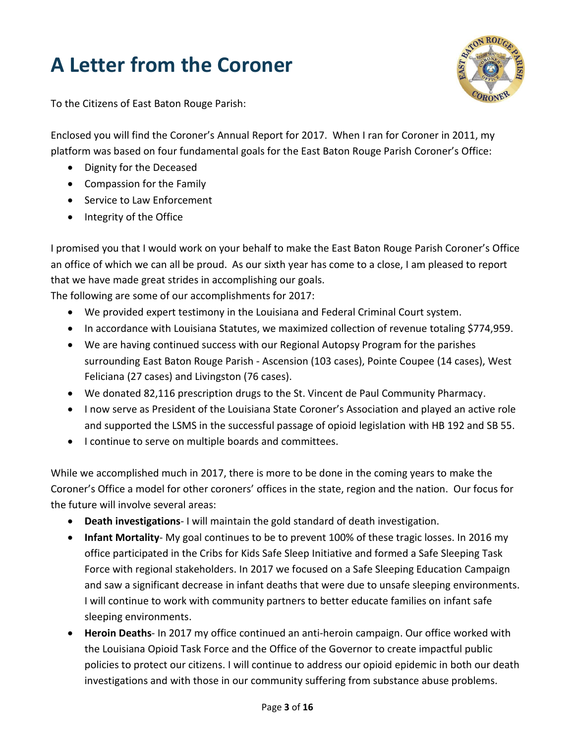# A Letter from the Coroner

To the Citizens of East Baton Rouge Parish:

Enclosed you will find the Coroner's Annual Report for 2017. When I ran for Coroner in 2011, my platform was based on four fundamental goals for the East Baton Rouge Parish Coroner's Office:

- Dignity for the Deceased
- Compassion for the Family
- Service to Law Enforcement
- Integrity of the Office

I promised you that I would work on your behalf to make the East Baton Rouge Parish Coroner's Office an office of which we can all be proud. As our sixth year has come to a close, I am pleased to report that we have made great strides in accomplishing our goals.
The following are some of our accomplishments for 2017:

- We provided expert testimony in the Louisiana and Federal Criminal Court system.
- In accordance with Louisiana Statutes, we maximized collection of revenue totaling $774,959.
- We are having continued success with our Regional Autopsy Program for the parishes surrounding East Baton Rouge Parish - Ascension (103 cases), Pointe Coupee (14 cases), West Feliciana (27 cases) and Livingston (76 cases).
- We donated 82,116 prescription drugs to the St. Vincent de Paul Community Pharmacy.
- I now serve as President of the Louisiana State Coroner's Association and played an active role and supported the LSMS in the successful passage of opioid legislation with HB 192 and SB 55.
- I continue to serve on multiple boards and committees.

While we accomplished much in 2017, there is more to be done in the coming years to make the Coroner's Office a model for other coroners' offices in the state, region and the nation. Our focus for the future will involve several areas:

- **Death investigations**- I will maintain the gold standard of death investigation.
- **Infant Mortality**- My goal continues to be to prevent 100% of these tragic losses. In 2016 my office participated in the Cribs for Kids Safe Sleep Initiative and formed a Safe Sleeping Task Force with regional stakeholders. In 2017 we focused on a Safe Sleeping Education Campaign and saw a significant decrease in infant deaths that were due to unsafe sleeping environments. I will continue to work with community partners to better educate families on infant safe sleeping environments.
- **Heroin Deaths**- In 2017 my office continued an anti-heroin campaign. Our office worked with the Louisiana Opioid Task Force and the Office of the Governor to create impactful public policies to protect our citizens. I will continue to address our opioid epidemic in both our death investigations and with those in our community suffering from substance abuse problems.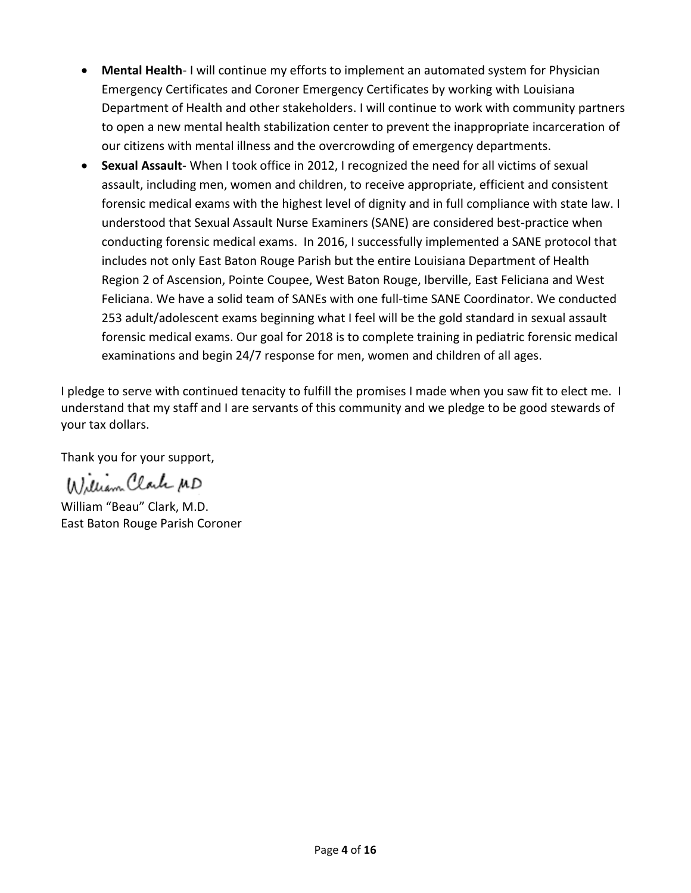- **Mental Health**- I will continue my efforts to implement an automated system for Physician Emergency Certificates and Coroner Emergency Certificates by working with Louisiana Department of Health and other stakeholders. I will continue to work with community partners to open a new mental health stabilization center to prevent the inappropriate incarceration of our citizens with mental illness and the overcrowding of emergency departments.
- **Sexual Assault**- When I took office in 2012, I recognized the need for all victims of sexual assault, including men, women and children, to receive appropriate, efficient and consistent forensic medical exams with the highest level of dignity and in full compliance with state law. I understood that Sexual Assault Nurse Examiners (SANE) are considered best-practice when conducting forensic medical exams. In 2016, I successfully implemented a SANE protocol that includes not only East Baton Rouge Parish but the entire Louisiana Department of Health Region 2 of Ascension, Pointe Coupee, West Baton Rouge, Iberville, East Feliciana and West Feliciana. We have a solid team of SANEs with one full-time SANE Coordinator. We conducted 253 adult/adolescent exams beginning what I feel will be the gold standard in sexual assault forensic medical exams. Our goal for 2018 is to complete training in pediatric forensic medical examinations and begin 24/7 response for men, women and children of all ages.

I pledge to serve with continued tenacity to fulfill the promises I made when you saw fit to elect me. I understand that my staff and I are servants of this community and we pledge to be good stewards of your tax dollars.

Thank you for your support,

William Clark MD

William "Beau" Clark, M.D.
East Baton Rouge Parish Coroner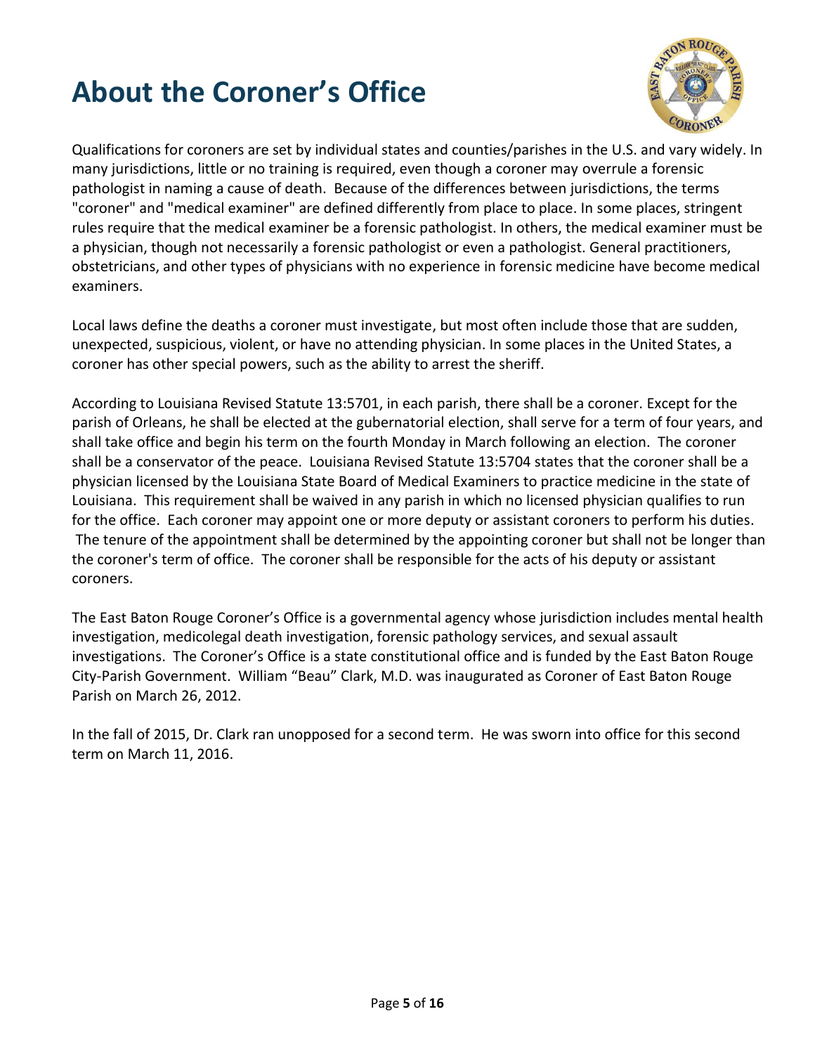# About the Coroner's Office

Qualifications for coroners are set by individual states and counties/parishes in the U.S. and vary widely. In many jurisdictions, little or no training is required, even though a coroner may overrule a forensic pathologist in naming a cause of death. Because of the differences between jurisdictions, the terms "coroner" and "medical examiner" are defined differently from place to place. In some places, stringent rules require that the medical examiner be a forensic pathologist. In others, the medical examiner must be a physician, though not necessarily a forensic pathologist or even a pathologist. General practitioners, obstetricians, and other types of physicians with no experience in forensic medicine have become medical examiners.

Local laws define the deaths a coroner must investigate, but most often include those that are sudden, unexpected, suspicious, violent, or have no attending physician. In some places in the United States, a coroner has other special powers, such as the ability to arrest the sheriff.

According to Louisiana Revised Statute 13:5701, in each parish, there shall be a coroner. Except for the parish of Orleans, he shall be elected at the gubernatorial election, shall serve for a term of four years, and shall take office and begin his term on the fourth Monday in March following an election. The coroner shall be a conservator of the peace. Louisiana Revised Statute 13:5704 states that the coroner shall be a physician licensed by the Louisiana State Board of Medical Examiners to practice medicine in the state of Louisiana. This requirement shall be waived in any parish in which no licensed physician qualifies to run for the office. Each coroner may appoint one or more deputy or assistant coroners to perform his duties. The tenure of the appointment shall be determined by the appointing coroner but shall not be longer than the coroner's term of office. The coroner shall be responsible for the acts of his deputy or assistant coroners.

The East Baton Rouge Coroner's Office is a governmental agency whose jurisdiction includes mental health investigation, medicolegal death investigation, forensic pathology services, and sexual assault investigations. The Coroner's Office is a state constitutional office and is funded by the East Baton Rouge City-Parish Government. William "Beau" Clark, M.D. was inaugurated as Coroner of East Baton Rouge Parish on March 26, 2012.

In the fall of 2015, Dr. Clark ran unopposed for a second term. He was sworn into office for this second term on March 11, 2016.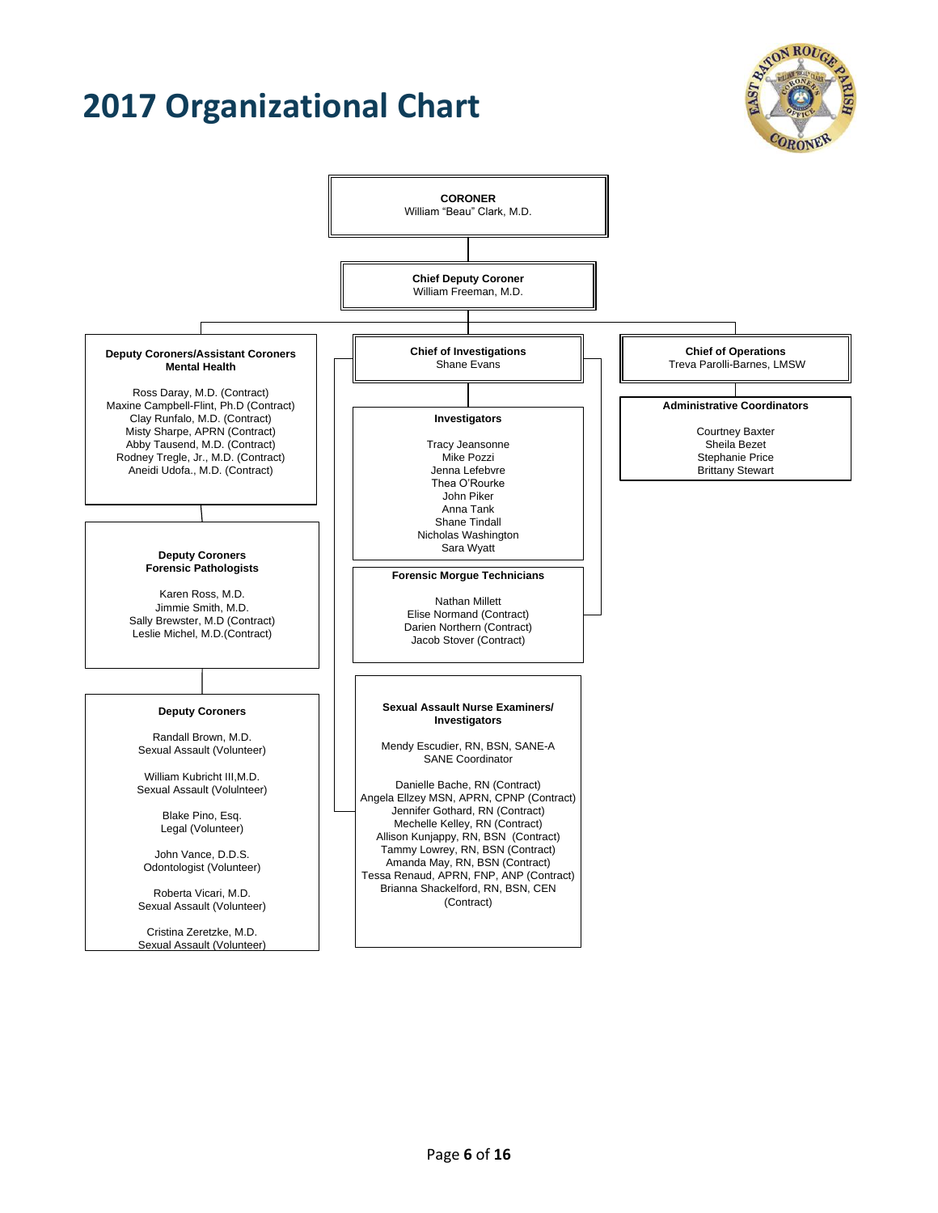# 2017 Organizational Chart

**CORONER**
William "Beau" Clark, M.D.

**Chief Deputy Coroner**
William Freeman, M.D.

**Deputy Coroners/Assistant Coroners Mental Health**

Ross Daray, M.D. (Contract)
Maxine Campbell-Flint, Ph.D (Contract)
Clay Runfalo, M.D. (Contract)
Misty Sharpe, APRN (Contract)
Abby Tausend, M.D. (Contract)
Rodney Tregle, Jr., M.D. (Contract)
Aneidi Udofa., M.D. (Contract)

**Deputy Coroners Forensic Pathologists**

Karen Ross, M.D.
Jimmie Smith, M.D.
Sally Brewster, M.D (Contract)
Leslie Michel, M.D.(Contract)

**Deputy Coroners**

Randall Brown, M.D.
Sexual Assault (Volunteer)

William Kubricht III,M.D.
Sexual Assault (Volulnteer)

Blake Pino, Esq.
Legal (Volunteer)

John Vance, D.D.S.
Odontologist (Volunteer)

Roberta Vicari, M.D.
Sexual Assault (Volunteer)

Cristina Zeretzke, M.D.
Sexual Assault (Volunteer)

**Chief of Investigations**
Shane Evans

**Investigators**

Tracy Jeansonne
Mike Pozzi
Jenna Lefebvre
Thea O'Rourke
John Piker
Anna Tank
Shane Tindall
Nicholas Washington
Sara Wyatt

**Forensic Morgue Technicians**

Nathan Millett
Elise Normand (Contract)
Darien Northern (Contract)
Jacob Stover (Contract)

**Sexual Assault Nurse Examiners/ Investigators**

Mendy Escudier, RN, BSN, SANE-A
SANE Coordinator

Danielle Bache, RN (Contract)
Angela Ellzey MSN, APRN, CPNP (Contract)
Jennifer Gothard, RN (Contract)
Mechelle Kelley, RN (Contract)
Allison Kunjappy, RN, BSN (Contract)
Tammy Lowrey, RN, BSN (Contract)
Amanda May, RN, BSN (Contract)
Tessa Renaud, APRN, FNP, ANP (Contract)
Brianna Shackelford, RN, BSN, CEN (Contract)

**Chief of Operations**
Treva Parolli-Barnes, LMSW

**Administrative Coordinators**

Courtney Baxter
Sheila Bezet
Stephanie Price
Brittany Stewart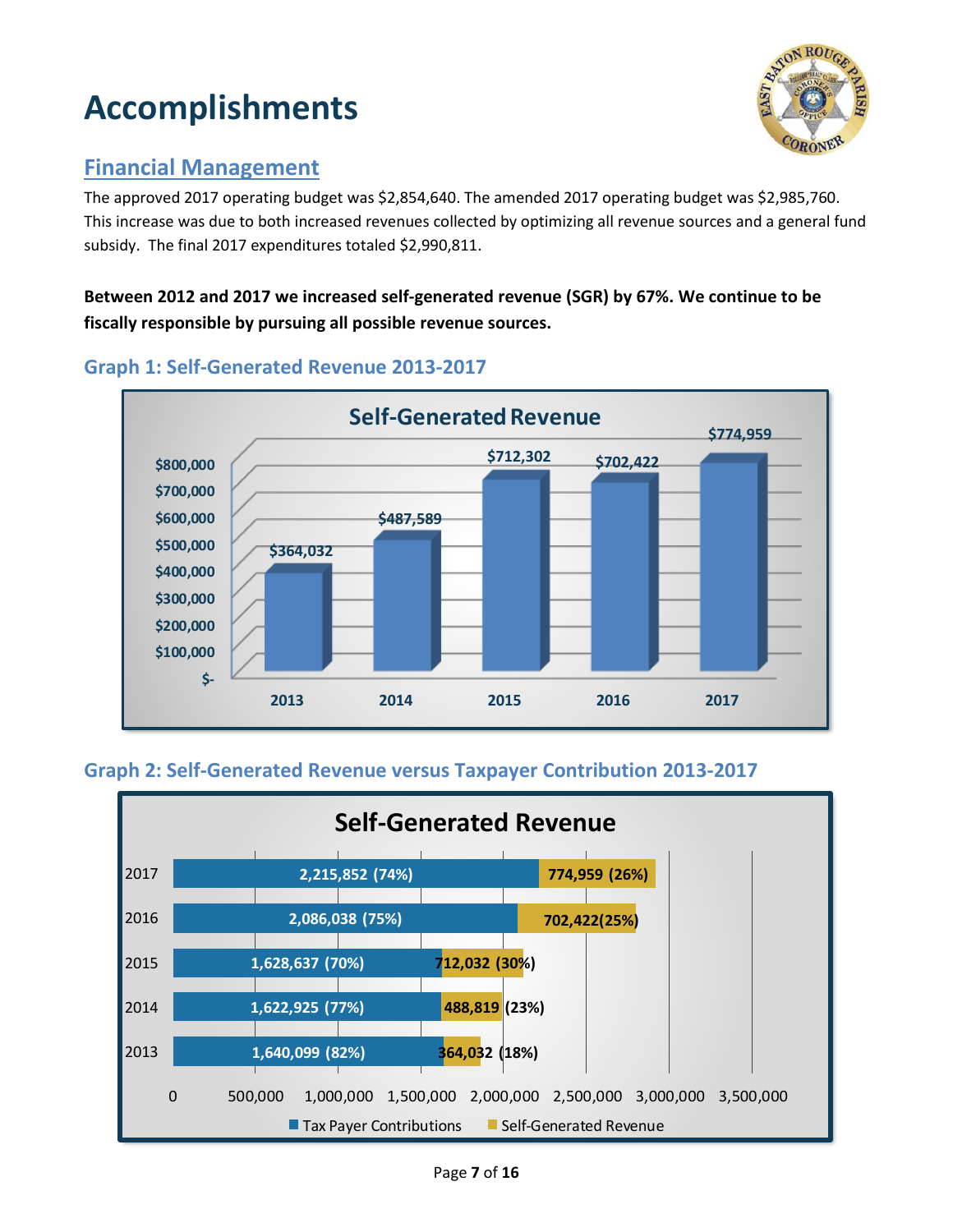# Accomplishments

## Financial Management

The approved 2017 operating budget was $2,854,640. The amended 2017 operating budget was $2,985,760. This increase was due to both increased revenues collected by optimizing all revenue sources and a general fund subsidy. The final 2017 expenditures totaled $2,990,811.

**Between 2012 and 2017 we increased self-generated revenue (SGR) by 67%. We continue to be fiscally responsible by pursuing all possible revenue sources.**

### Graph 1: Self-Generated Revenue 2013-2017

**Self-Generated Revenue**

| Year | Self-Generated Revenue |
|---|---|
| 2013 | $364,032 |
| 2014 | $487,589 |
| 2015 | $712,302 |
| 2016 | $702,422 |
| 2017 | $774,959 |

### Graph 2: Self-Generated Revenue versus Taxpayer Contribution 2013-2017

**Self-Generated Revenue**

| Year | Tax Payer Contributions | Self-Generated Revenue |
|---|---|---|
| 2017 | 2,215,852 (74%) | 774,959 (26%) |
| 2016 | 2,086,038 (75%) | 702,422(25%) |
| 2015 | 1,628,637 (70%) | 712,032 (30%) |
| 2014 | 1,622,925 (77%) | 488,819 (23%) |
| 2013 | 1,640,099 (82%) | 364,032 (18%) |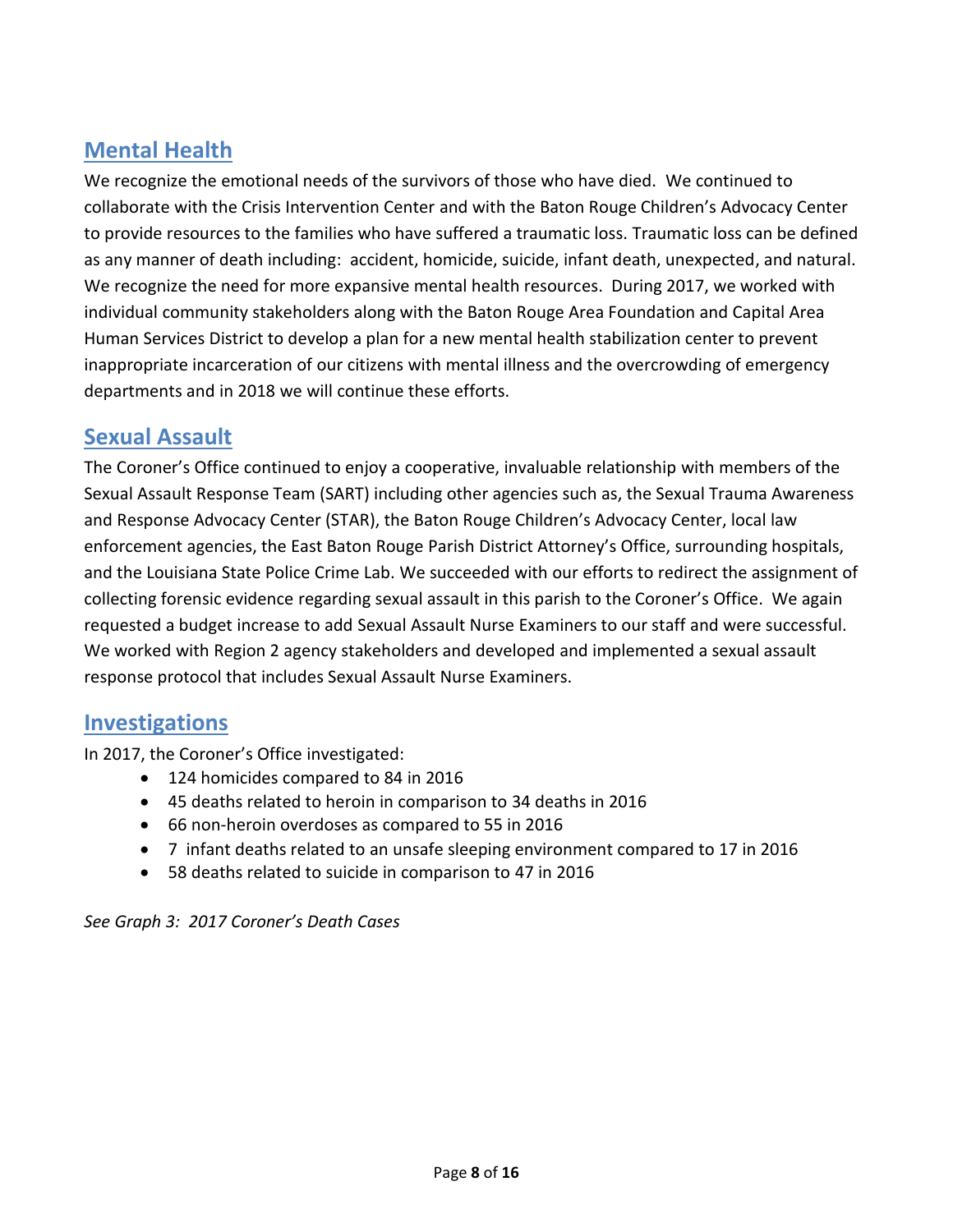## Mental Health

We recognize the emotional needs of the survivors of those who have died. We continued to collaborate with the Crisis Intervention Center and with the Baton Rouge Children's Advocacy Center to provide resources to the families who have suffered a traumatic loss. Traumatic loss can be defined as any manner of death including: accident, homicide, suicide, infant death, unexpected, and natural. We recognize the need for more expansive mental health resources. During 2017, we worked with individual community stakeholders along with the Baton Rouge Area Foundation and Capital Area Human Services District to develop a plan for a new mental health stabilization center to prevent inappropriate incarceration of our citizens with mental illness and the overcrowding of emergency departments and in 2018 we will continue these efforts.

## Sexual Assault

The Coroner's Office continued to enjoy a cooperative, invaluable relationship with members of the Sexual Assault Response Team (SART) including other agencies such as, the Sexual Trauma Awareness and Response Advocacy Center (STAR), the Baton Rouge Children's Advocacy Center, local law enforcement agencies, the East Baton Rouge Parish District Attorney's Office, surrounding hospitals, and the Louisiana State Police Crime Lab. We succeeded with our efforts to redirect the assignment of collecting forensic evidence regarding sexual assault in this parish to the Coroner's Office. We again requested a budget increase to add Sexual Assault Nurse Examiners to our staff and were successful. We worked with Region 2 agency stakeholders and developed and implemented a sexual assault response protocol that includes Sexual Assault Nurse Examiners.

## Investigations

In 2017, the Coroner's Office investigated:

- 124 homicides compared to 84 in 2016
- 45 deaths related to heroin in comparison to 34 deaths in 2016
- 66 non-heroin overdoses as compared to 55 in 2016
- 7 infant deaths related to an unsafe sleeping environment compared to 17 in 2016
- 58 deaths related to suicide in comparison to 47 in 2016

*See Graph 3: 2017 Coroner's Death Cases*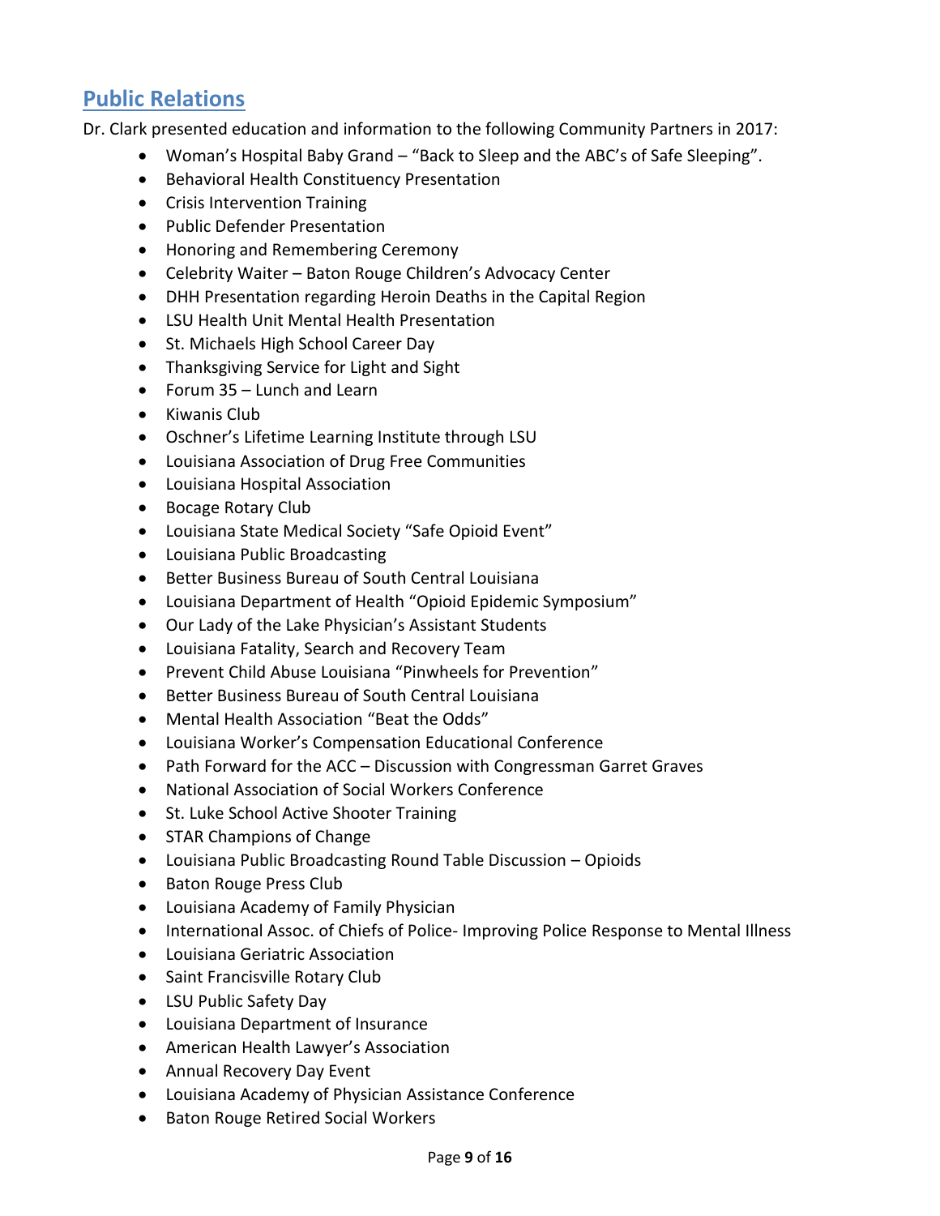## Public Relations

Dr. Clark presented education and information to the following Community Partners in 2017:

- Woman's Hospital Baby Grand – "Back to Sleep and the ABC's of Safe Sleeping".
- Behavioral Health Constituency Presentation
- Crisis Intervention Training
- Public Defender Presentation
- Honoring and Remembering Ceremony
- Celebrity Waiter – Baton Rouge Children's Advocacy Center
- DHH Presentation regarding Heroin Deaths in the Capital Region
- LSU Health Unit Mental Health Presentation
- St. Michaels High School Career Day
- Thanksgiving Service for Light and Sight
- Forum 35 – Lunch and Learn
- Kiwanis Club
- Oschner's Lifetime Learning Institute through LSU
- Louisiana Association of Drug Free Communities
- Louisiana Hospital Association
- Bocage Rotary Club
- Louisiana State Medical Society "Safe Opioid Event"
- Louisiana Public Broadcasting
- Better Business Bureau of South Central Louisiana
- Louisiana Department of Health "Opioid Epidemic Symposium"
- Our Lady of the Lake Physician's Assistant Students
- Louisiana Fatality, Search and Recovery Team
- Prevent Child Abuse Louisiana "Pinwheels for Prevention"
- Better Business Bureau of South Central Louisiana
- Mental Health Association "Beat the Odds"
- Louisiana Worker's Compensation Educational Conference
- Path Forward for the ACC – Discussion with Congressman Garret Graves
- National Association of Social Workers Conference
- St. Luke School Active Shooter Training
- STAR Champions of Change
- Louisiana Public Broadcasting Round Table Discussion – Opioids
- Baton Rouge Press Club
- Louisiana Academy of Family Physician
- International Assoc. of Chiefs of Police- Improving Police Response to Mental Illness
- Louisiana Geriatric Association
- Saint Francisville Rotary Club
- LSU Public Safety Day
- Louisiana Department of Insurance
- American Health Lawyer's Association
- Annual Recovery Day Event
- Louisiana Academy of Physician Assistance Conference
- Baton Rouge Retired Social Workers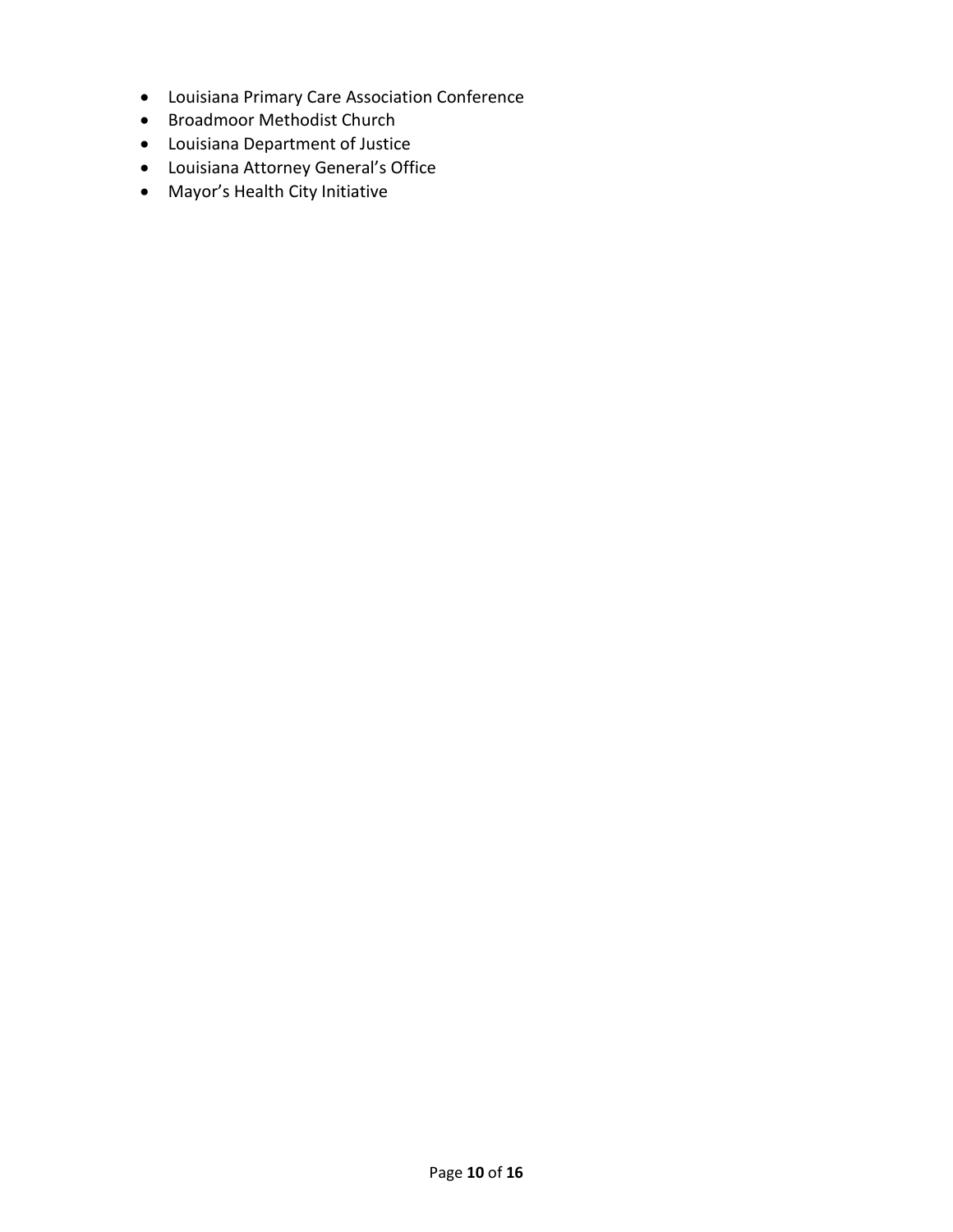- Louisiana Primary Care Association Conference
- Broadmoor Methodist Church
- Louisiana Department of Justice
- Louisiana Attorney General's Office
- Mayor's Health City Initiative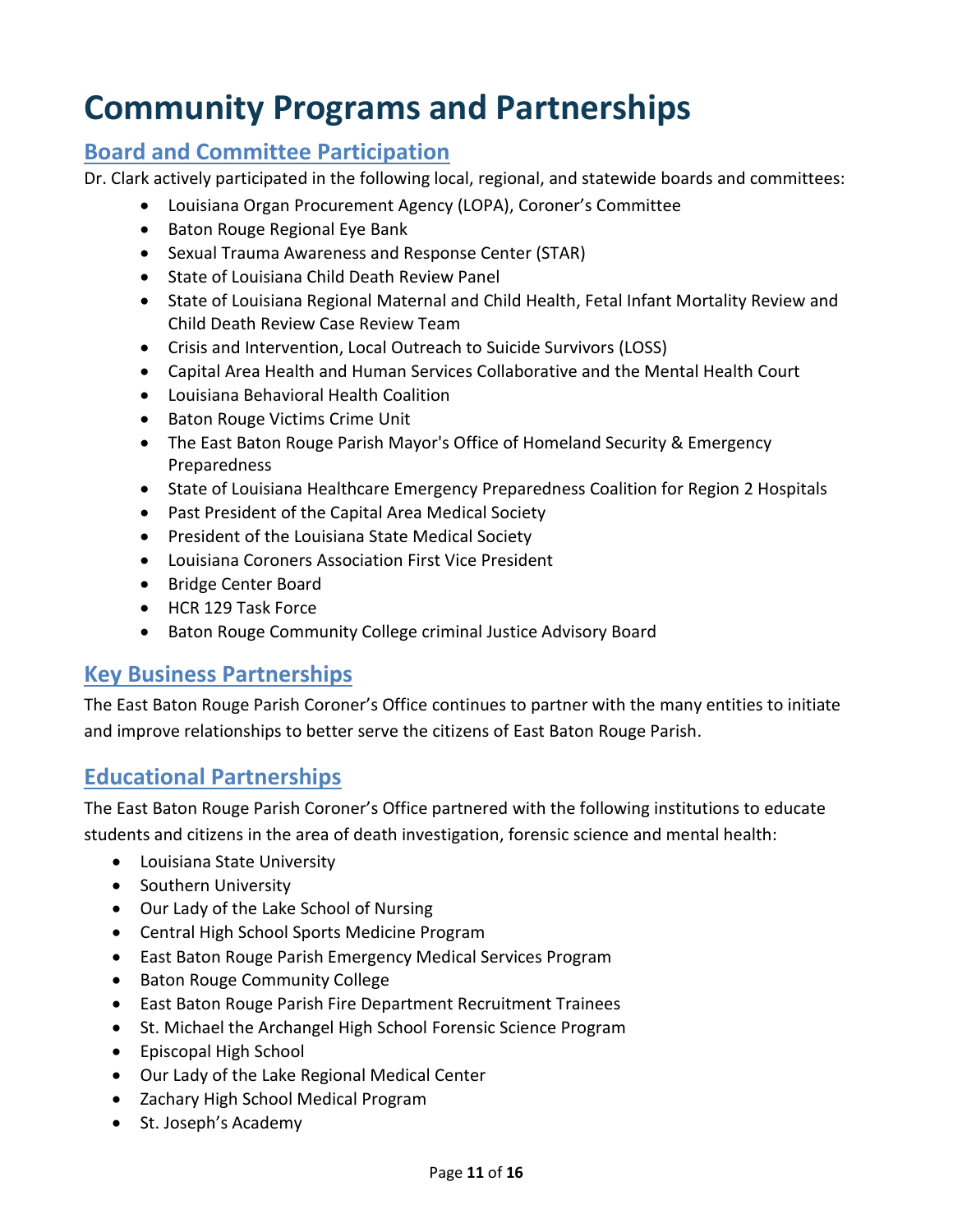# Community Programs and Partnerships

## Board and Committee Participation

Dr. Clark actively participated in the following local, regional, and statewide boards and committees:

- Louisiana Organ Procurement Agency (LOPA), Coroner's Committee
- Baton Rouge Regional Eye Bank
- Sexual Trauma Awareness and Response Center (STAR)
- State of Louisiana Child Death Review Panel
- State of Louisiana Regional Maternal and Child Health, Fetal Infant Mortality Review and Child Death Review Case Review Team
- Crisis and Intervention, Local Outreach to Suicide Survivors (LOSS)
- Capital Area Health and Human Services Collaborative and the Mental Health Court
- Louisiana Behavioral Health Coalition
- Baton Rouge Victims Crime Unit
- The East Baton Rouge Parish Mayor's Office of Homeland Security & Emergency Preparedness
- State of Louisiana Healthcare Emergency Preparedness Coalition for Region 2 Hospitals
- Past President of the Capital Area Medical Society
- President of the Louisiana State Medical Society
- Louisiana Coroners Association First Vice President
- Bridge Center Board
- HCR 129 Task Force
- Baton Rouge Community College criminal Justice Advisory Board

## Key Business Partnerships

The East Baton Rouge Parish Coroner's Office continues to partner with the many entities to initiate and improve relationships to better serve the citizens of East Baton Rouge Parish.

## Educational Partnerships

The East Baton Rouge Parish Coroner's Office partnered with the following institutions to educate students and citizens in the area of death investigation, forensic science and mental health:

- Louisiana State University
- Southern University
- Our Lady of the Lake School of Nursing
- Central High School Sports Medicine Program
- East Baton Rouge Parish Emergency Medical Services Program
- Baton Rouge Community College
- East Baton Rouge Parish Fire Department Recruitment Trainees
- St. Michael the Archangel High School Forensic Science Program
- Episcopal High School
- Our Lady of the Lake Regional Medical Center
- Zachary High School Medical Program
- St. Joseph's Academy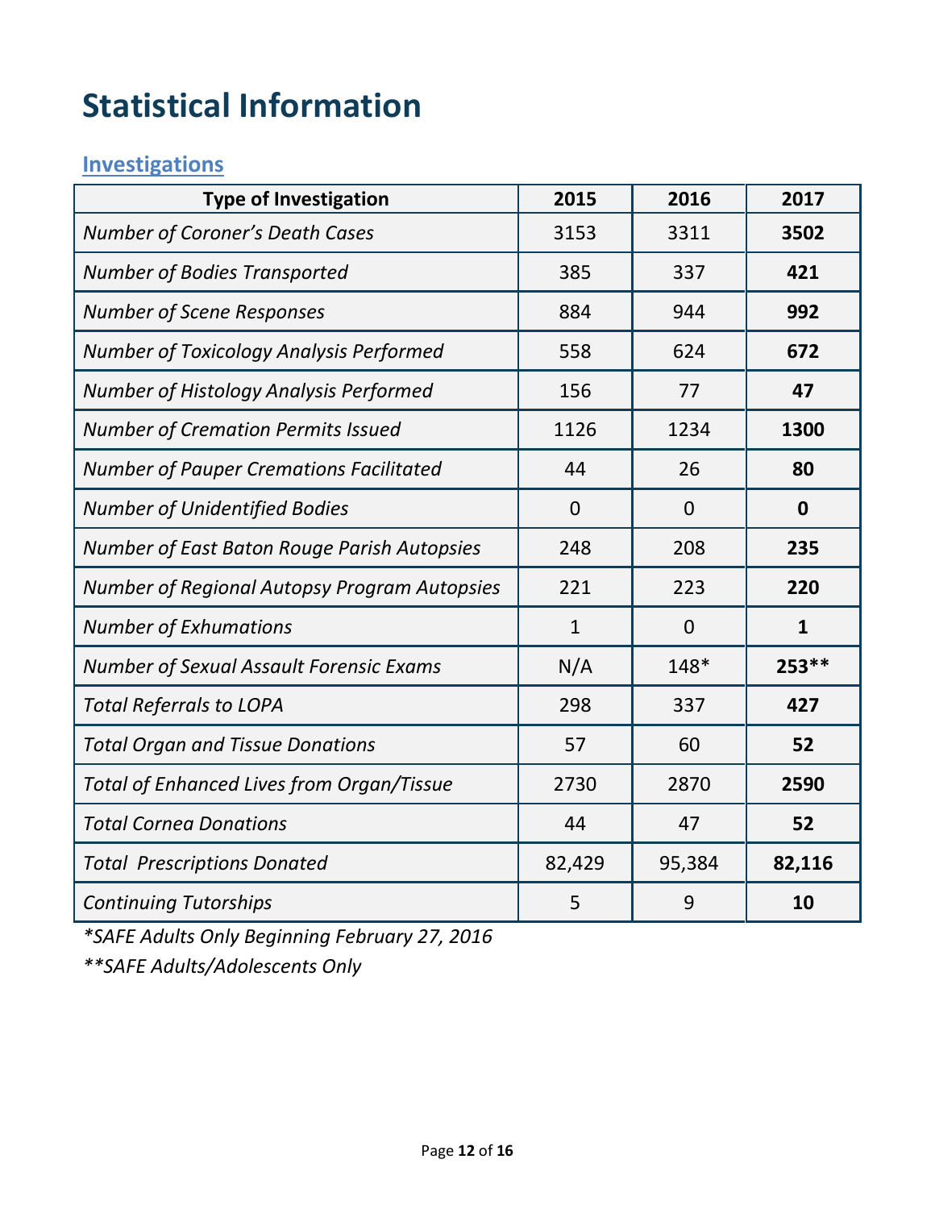# Statistical Information

## Investigations

| Type of Investigation | 2015 | 2016 | 2017 |
|---|---|---|---|
| *Number of Coroner's Death Cases* | 3153 | 3311 | **3502** |
| *Number of Bodies Transported* | 385 | 337 | **421** |
| *Number of Scene Responses* | 884 | 944 | **992** |
| *Number of Toxicology Analysis Performed* | 558 | 624 | **672** |
| *Number of Histology Analysis Performed* | 156 | 77 | **47** |
| *Number of Cremation Permits Issued* | 1126 | 1234 | **1300** |
| *Number of Pauper Cremations Facilitated* | 44 | 26 | **80** |
| *Number of Unidentified Bodies* | 0 | 0 | **0** |
| *Number of East Baton Rouge Parish Autopsies* | 248 | 208 | **235** |
| *Number of Regional Autopsy Program Autopsies* | 221 | 223 | **220** |
| *Number of Exhumations* | 1 | 0 | **1** |
| *Number of Sexual Assault Forensic Exams* | N/A | 148* | **253**** |
| *Total Referrals to LOPA* | 298 | 337 | **427** |
| *Total Organ and Tissue Donations* | 57 | 60 | **52** |
| *Total of Enhanced Lives from Organ/Tissue* | 2730 | 2870 | **2590** |
| *Total Cornea Donations* | 44 | 47 | **52** |
| *Total Prescriptions Donated* | 82,429 | 95,384 | **82,116** |
| *Continuing Tutorships* | 5 | 9 | **10** |

*\*SAFE Adults Only Beginning February 27, 2016*

*\*\*SAFE Adults/Adolescents Only*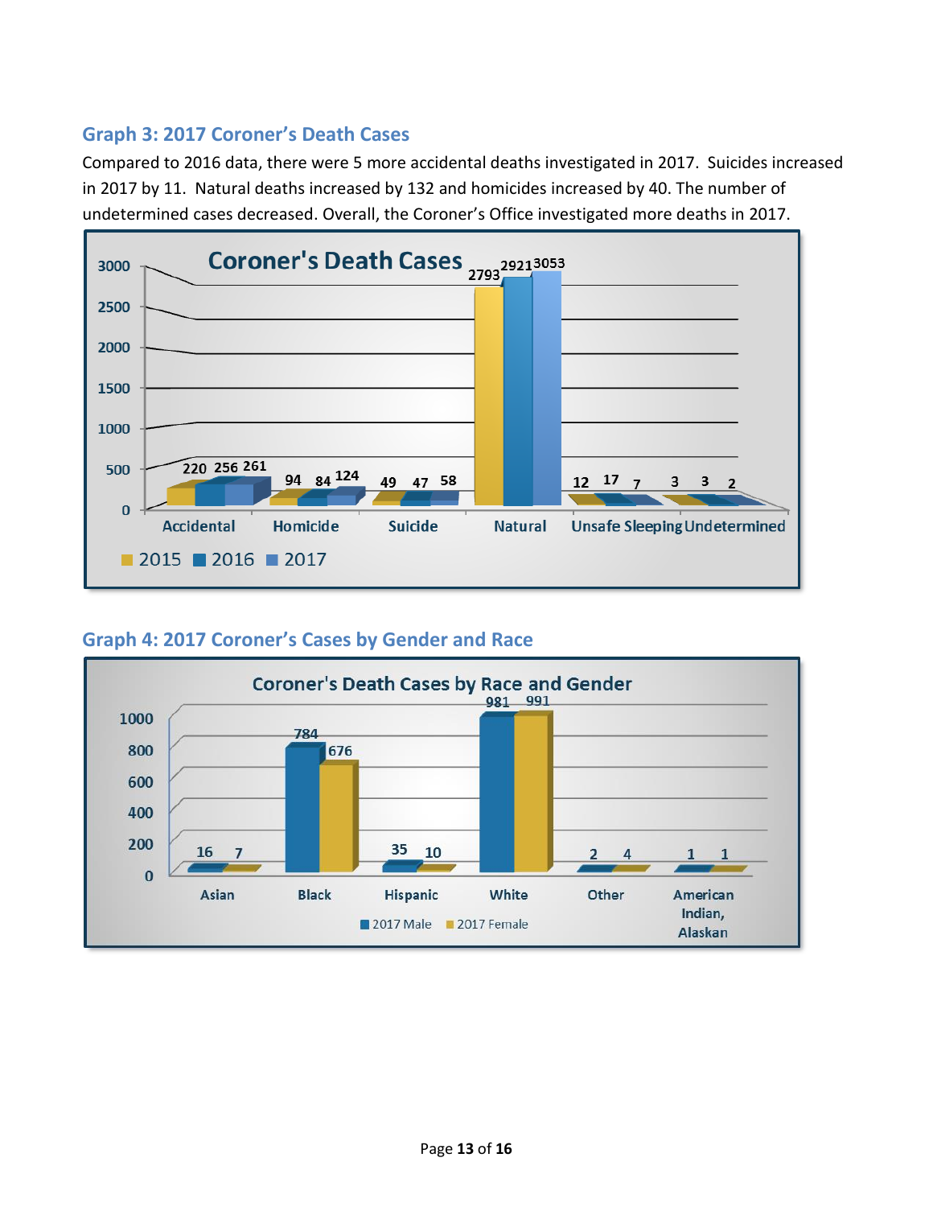### Graph 3: 2017 Coroner's Death Cases

Compared to 2016 data, there were 5 more accidental deaths investigated in 2017. Suicides increased in 2017 by 11. Natural deaths increased by 132 and homicides increased by 40. The number of undetermined cases decreased. Overall, the Coroner's Office investigated more deaths in 2017.

**Coroner's Death Cases**

| | 2015 | 2016 | 2017 |
|---|---|---|---|
| Accidental | 220 | 256 | 261 |
| Homicide | 94 | 84 | 124 |
| Suicide | 49 | 47 | 58 |
| Natural | 2793 | 2921 | 3053 |
| Unsafe Sleeping | 12 | 17 | 7 |
| Undetermined | 3 | 3 | 2 |

### Graph 4: 2017 Coroner's Cases by Gender and Race

**Coroner's Death Cases by Race and Gender**

| | 2017 Male | 2017 Female |
|---|---|---|
| Asian | 16 | 7 |
| Black | 784 | 676 |
| Hispanic | 35 | 10 |
| White | 981 | 991 |
| Other | 2 | 4 |
| American Indian, Alaskan | 1 | 1 |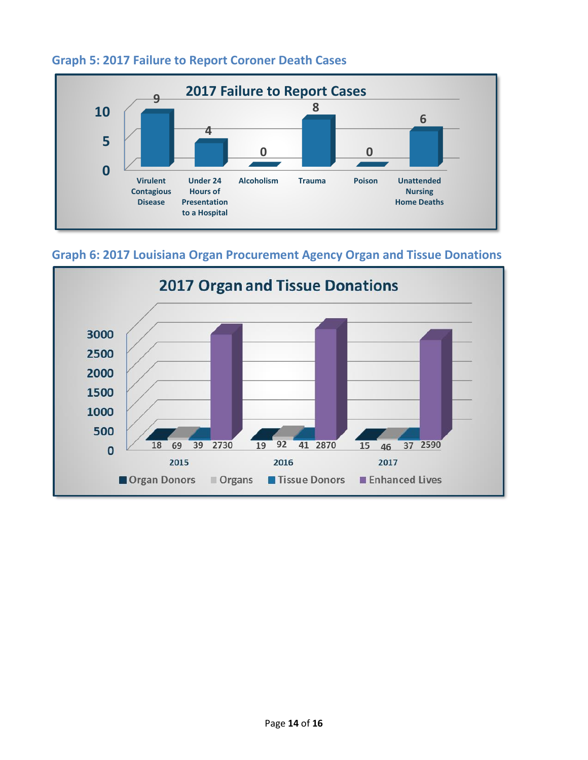### Graph 5: 2017 Failure to Report Coroner Death Cases

**2017 Failure to Report Cases**

| Category | Cases |
| --- | --- |
| Virulent Contagious Disease | 9 |
| Under 24 Hours of Presentation to a Hospital | 4 |
| Alcoholism | 0 |
| Trauma | 8 |
| Poison | 0 |
| Unattended Nursing Home Deaths | 6 |

### Graph 6: 2017 Louisiana Organ Procurement Agency Organ and Tissue Donations

**2017 Organ and Tissue Donations**

| Year | Organ Donors | Organs | Tissue Donors | Enhanced Lives |
| --- | --- | --- | --- | --- |
| 2015 | 18 | 69 | 39 | 2730 |
| 2016 | 19 | 92 | 41 | 2870 |
| 2017 | 15 | 46 | 37 | 2590 |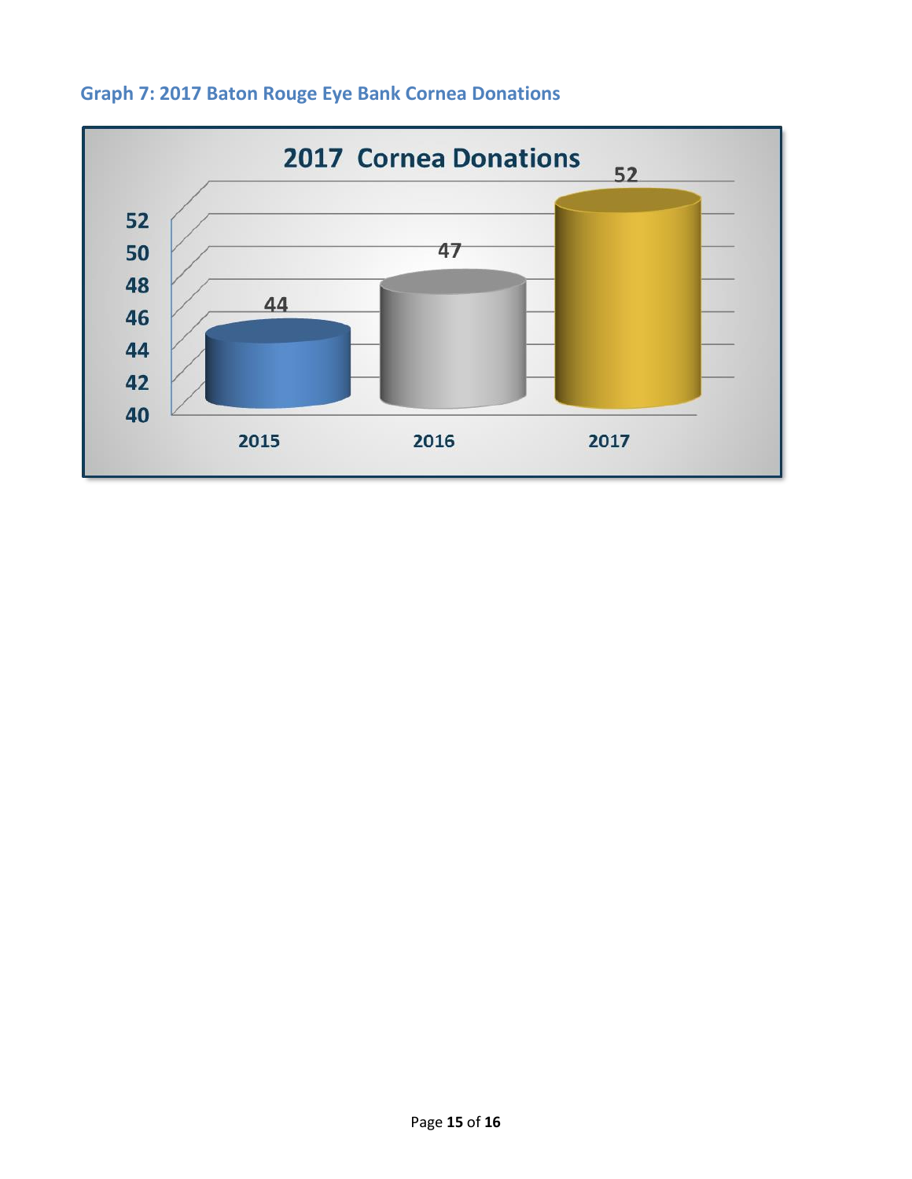### Graph 7: 2017 Baton Rouge Eye Bank Cornea Donations

**2017 Cornea Donations**

| Year | Cornea Donations |
| --- | --- |
| 2015 | 44 |
| 2016 | 47 |
| 2017 | 52 |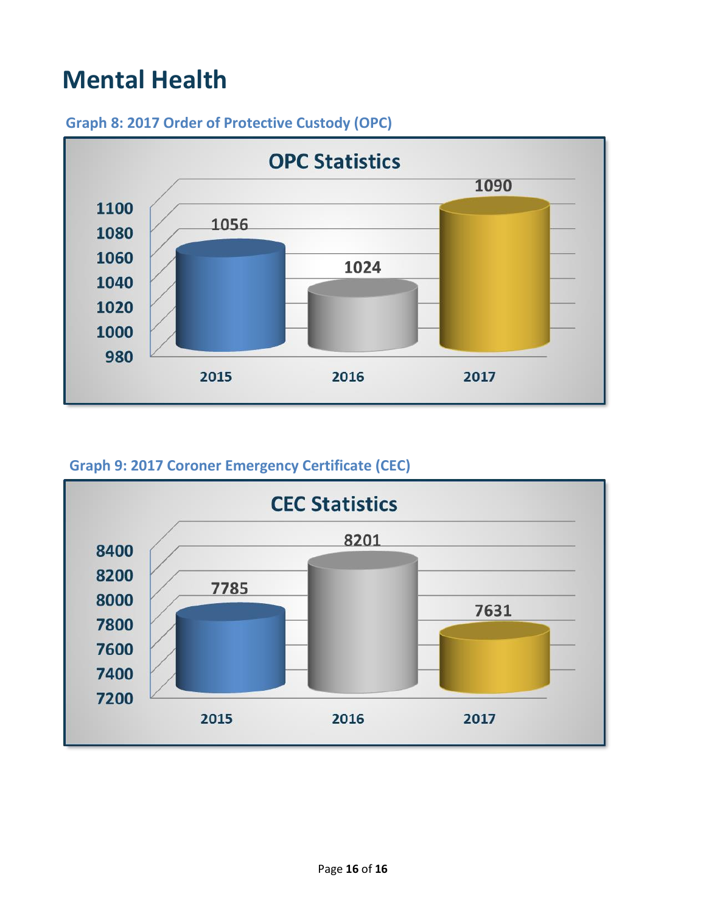# Mental Health

### Graph 8: 2017 Order of Protective Custody (OPC)

OPC Statistics

1100
1080
1060
1040
1020
1000
980

1056
1024
1090

2015
2016
2017

### Graph 9: 2017 Coroner Emergency Certificate (CEC)

CEC Statistics

8400
8200
8000
7800
7600
7400
7200

7785
8201
7631

2015
2016
2017